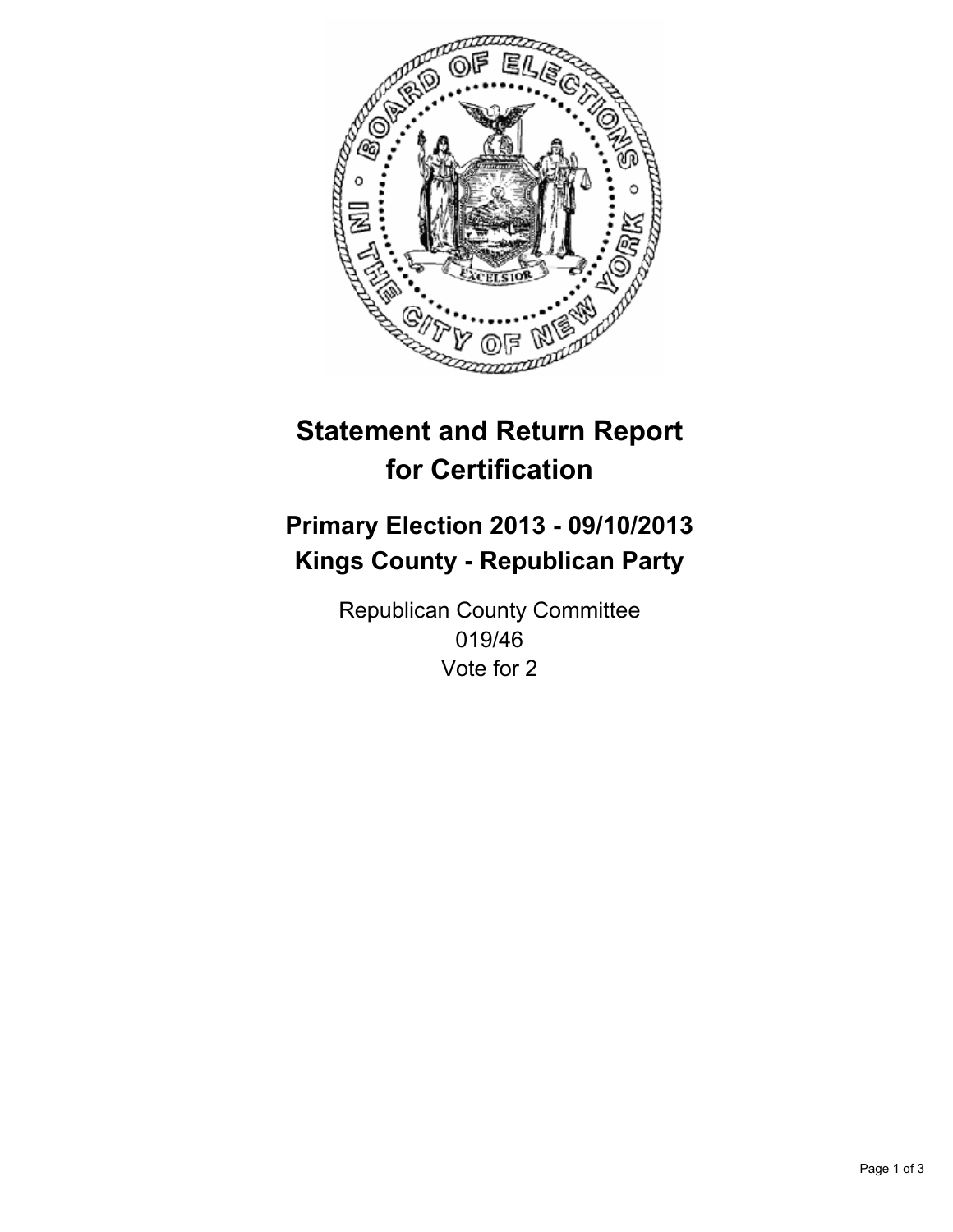# Statement and Return Report for Certification

## Primary Election 2013 - 09/10/2013
## Kings County - Republican Party

Republican County Committee
019/46
Vote for 2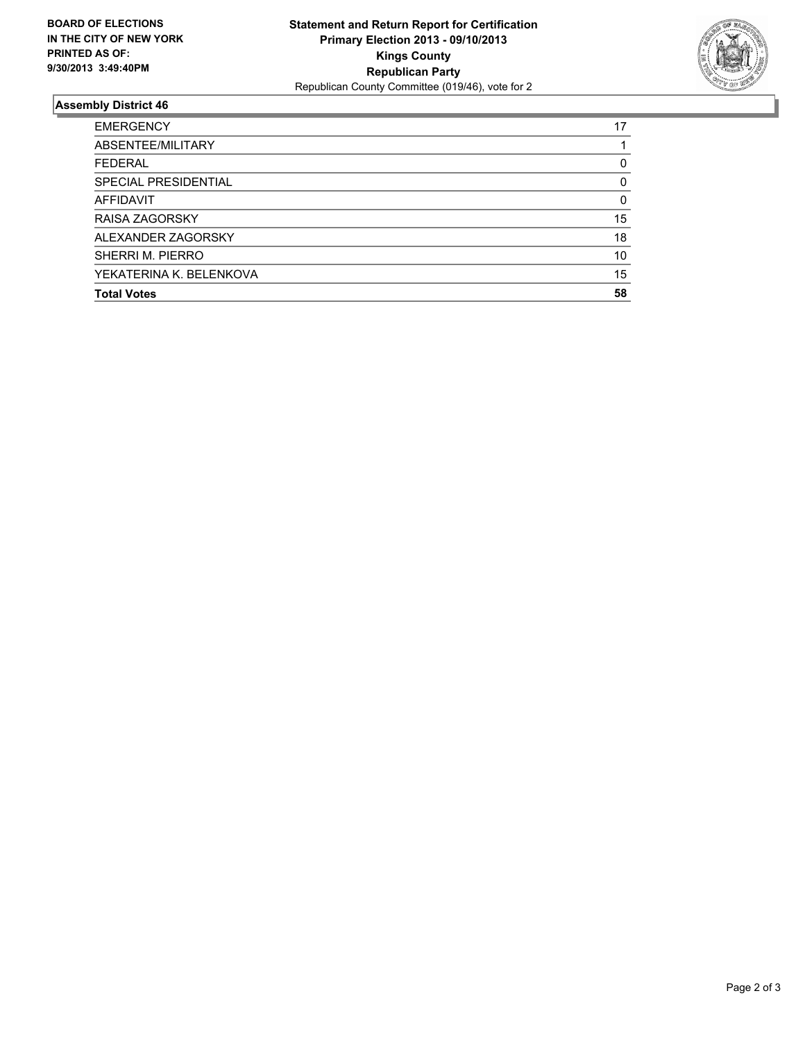**BOARD OF ELECTIONS IN THE CITY OF NEW YORK**
**PRINTED AS OF: 9/30/2013 3:49:40PM**

**Statement and Return Report for Certification**
**Primary Election 2013 - 09/10/2013**
**Kings County**
**Republican Party**
Republican County Committee (019/46), vote for 2

### Assembly District 46

| | |
|---|---|
| EMERGENCY | 17 |
| ABSENTEE/MILITARY | 1 |
| FEDERAL | 0 |
| SPECIAL PRESIDENTIAL | 0 |
| AFFIDAVIT | 0 |
| RAISA ZAGORSKY | 15 |
| ALEXANDER ZAGORSKY | 18 |
| SHERRI M. PIERRO | 10 |
| YEKATERINA K. BELENKOVA | 15 |
| **Total Votes** | **58** |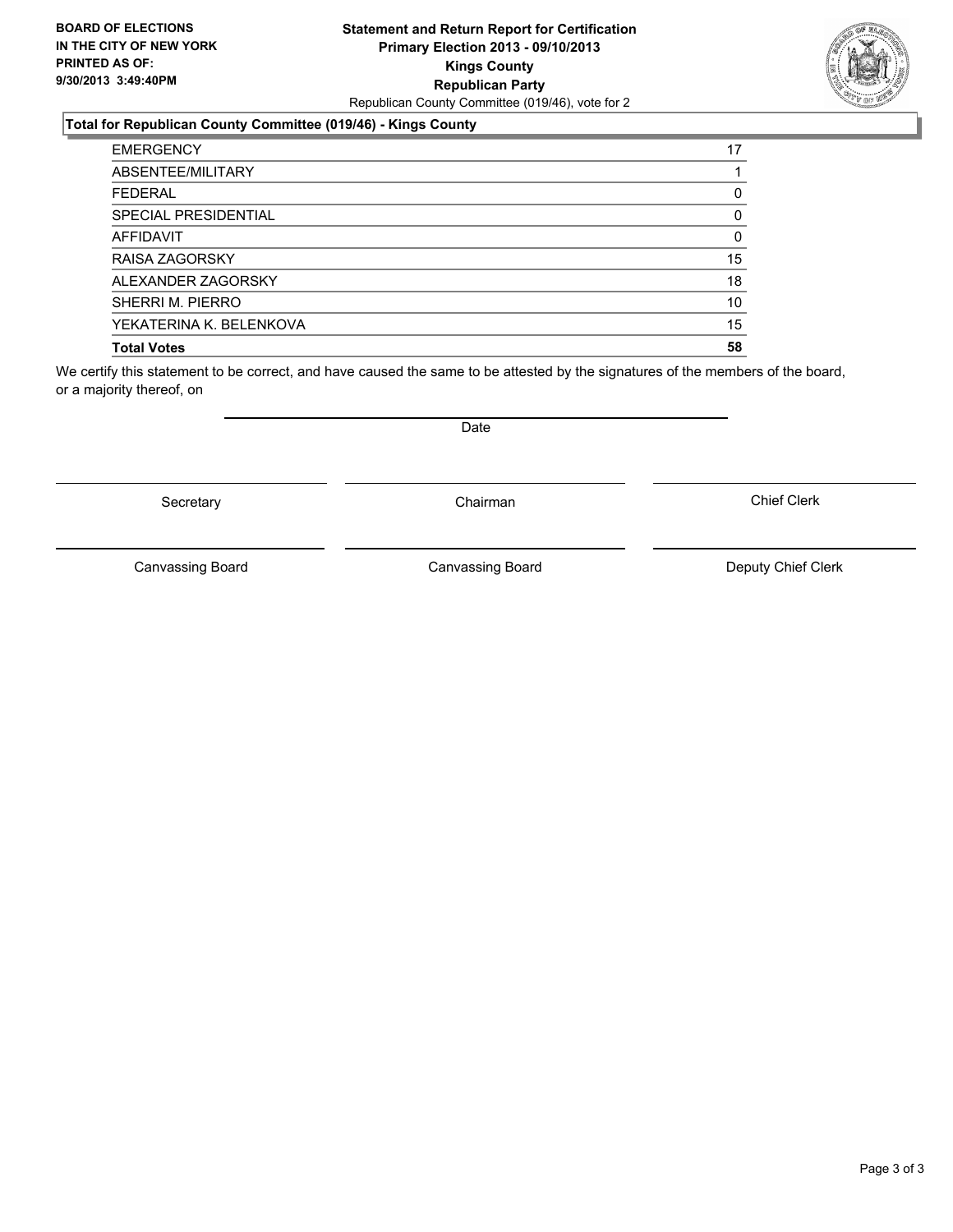**BOARD OF ELECTIONS IN THE CITY OF NEW YORK PRINTED AS OF: 9/30/2013 3:49:40PM**

**Statement and Return Report for Certification**
**Primary Election 2013 - 09/10/2013**
**Kings County**
**Republican Party**
Republican County Committee (019/46), vote for 2

### Total for Republican County Committee (019/46) - Kings County

| | |
|---|---|
| EMERGENCY | 17 |
| ABSENTEE/MILITARY | 1 |
| FEDERAL | 0 |
| SPECIAL PRESIDENTIAL | 0 |
| AFFIDAVIT | 0 |
| RAISA ZAGORSKY | 15 |
| ALEXANDER ZAGORSKY | 18 |
| SHERRI M. PIERRO | 10 |
| YEKATERINA K. BELENKOVA | 15 |
| **Total Votes** | **58** |

We certify this statement to be correct, and have caused the same to be attested by the signatures of the members of the board, or a majority thereof, on

Date

Secretary | Chairman | Chief Clerk

Canvassing Board | Canvassing Board | Deputy Chief Clerk